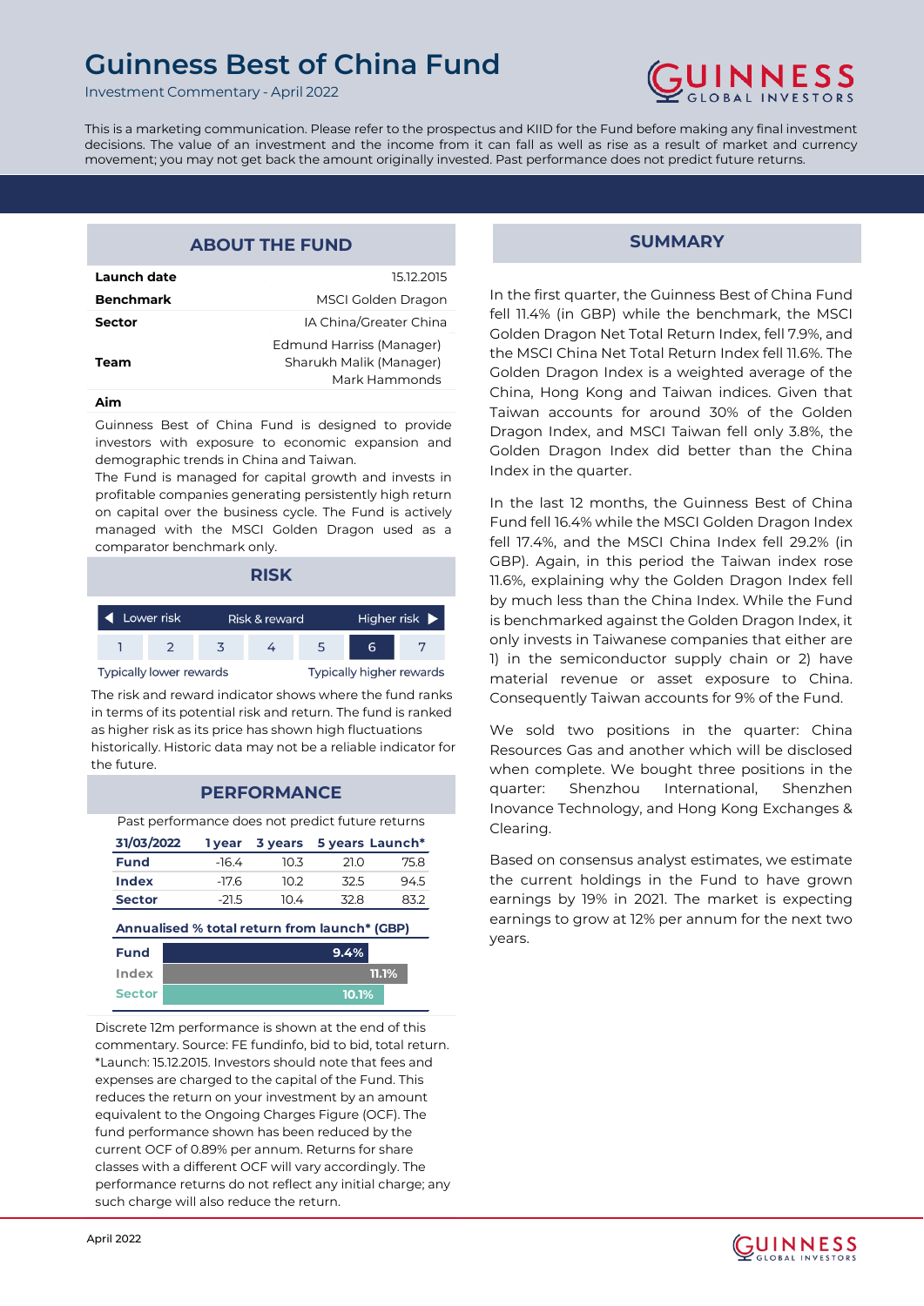# Guinness Best of China Fund

Investment Commentary - April 2022

This is a marketing communication. Please refer to the prospectus and KIID for the Fund before making any final investment decisions. The value of an investment and the income from it can fall as well as rise as a result of market and currency movement; you may not get back the amount originally invested. Past performance does not predict future returns.

## ABOUT THE FUND

| | |
|---|---|
| **Launch date** | 15.12.2015 |
| **Benchmark** | MSCI Golden Dragon |
| **Sector** | IA China/Greater China |
| **Team** | Edmund Harriss (Manager)<br>Sharukh Malik (Manager)<br>Mark Hammonds |

**Aim**

Guinness Best of China Fund is designed to provide investors with exposure to economic expansion and demographic trends in China and Taiwan.

The Fund is managed for capital growth and invests in profitable companies generating persistently high return on capital over the business cycle. The Fund is actively managed with the MSCI Golden Dragon used as a comparator benchmark only.

## RISK

| Lower risk | | | Risk & reward | | | Higher risk |
|---|---|---|---|---|---|---|
| 1 | 2 | 3 | 4 | 5 | **6** | 7 |
| Typically lower rewards | | | | | | Typically higher rewards |

The risk and reward indicator shows where the fund ranks in terms of its potential risk and return. The fund is ranked as higher risk as its price has shown high fluctuations historically. Historic data may not be a reliable indicator for the future.

## PERFORMANCE

Past performance does not predict future returns

| 31/03/2022 | 1 year | 3 years | 5 years | Launch* |
|---|---|---|---|---|
| **Fund** | -16.4 | 10.3 | 21.0 | 75.8 |
| **Index** | -17.6 | 10.2 | 32.5 | 94.5 |
| **Sector** | -21.5 | 10.4 | 32.8 | 83.2 |

**Annualised % total return from launch* (GBP)**

| | |
|---|---|
| **Fund** | 9.4% |
| **Index** | 11.1% |
| **Sector** | 10.1% |

Discrete 12m performance is shown at the end of this commentary. Source: FE fundinfo, bid to bid, total return. *Launch: 15.12.2015. Investors should note that fees and expenses are charged to the capital of the Fund. This reduces the return on your investment by an amount equivalent to the Ongoing Charges Figure (OCF). The fund performance shown has been reduced by the current OCF of 0.89% per annum. Returns for share classes with a different OCF will vary accordingly. The performance returns do not reflect any initial charge; any such charge will also reduce the return.

## SUMMARY

In the first quarter, the Guinness Best of China Fund fell 11.4% (in GBP) while the benchmark, the MSCI Golden Dragon Net Total Return Index, fell 7.9%, and the MSCI China Net Total Return Index fell 11.6%. The Golden Dragon Index is a weighted average of the China, Hong Kong and Taiwan indices. Given that Taiwan accounts for around 30% of the Golden Dragon Index, and MSCI Taiwan fell only 3.8%, the Golden Dragon Index did better than the China Index in the quarter.

In the last 12 months, the Guinness Best of China Fund fell 16.4% while the MSCI Golden Dragon Index fell 17.4%, and the MSCI China Index fell 29.2% (in GBP). Again, in this period the Taiwan index rose 11.6%, explaining why the Golden Dragon Index fell by much less than the China Index. While the Fund is benchmarked against the Golden Dragon Index, it only invests in Taiwanese companies that either are 1) in the semiconductor supply chain or 2) have material revenue or asset exposure to China. Consequently Taiwan accounts for 9% of the Fund.

We sold two positions in the quarter: China Resources Gas and another which will be disclosed when complete. We bought three positions in the quarter: Shenzhou International, Shenzhen Inovance Technology, and Hong Kong Exchanges & Clearing.

Based on consensus analyst estimates, we estimate the current holdings in the Fund to have grown earnings by 19% in 2021. The market is expecting earnings to grow at 12% per annum for the next two years.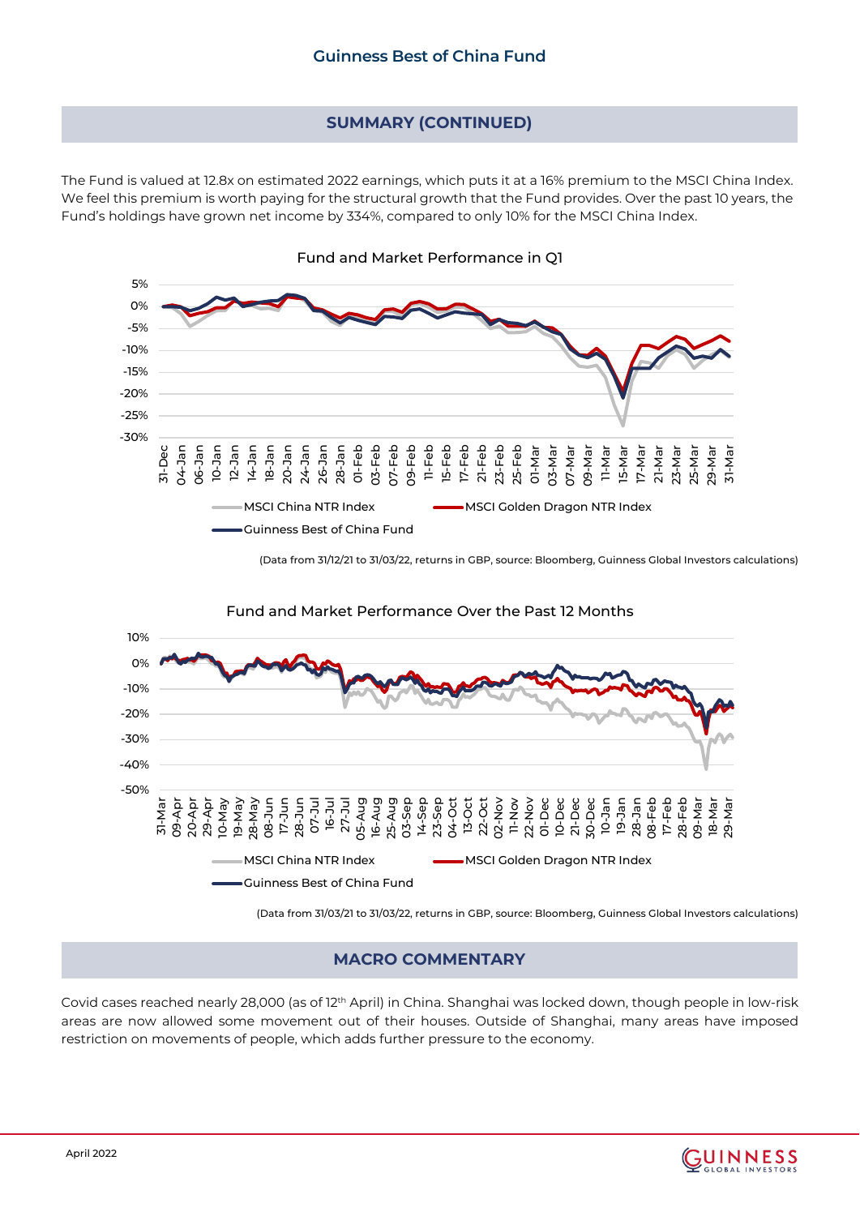## SUMMARY (CONTINUED)

The Fund is valued at 12.8x on estimated 2022 earnings, which puts it at a 16% premium to the MSCI China Index. We feel this premium is worth paying for the structural growth that the Fund provides. Over the past 10 years, the Fund's holdings have grown net income by 334%, compared to only 10% for the MSCI China Index.

Fund and Market Performance in Q1

MSCI China NTR Index — MSCI Golden Dragon NTR Index — Guinness Best of China Fund

(Data from 31/12/21 to 31/03/22, returns in GBP, source: Bloomberg, Guinness Global Investors calculations)

Fund and Market Performance Over the Past 12 Months

MSCI China NTR Index — MSCI Golden Dragon NTR Index — Guinness Best of China Fund

(Data from 31/03/21 to 31/03/22, returns in GBP, source: Bloomberg, Guinness Global Investors calculations)

## MACRO COMMENTARY

Covid cases reached nearly 28,000 (as of 12th April) in China. Shanghai was locked down, though people in low-risk areas are now allowed some movement out of their houses. Outside of Shanghai, many areas have imposed restriction on movements of people, which adds further pressure to the economy.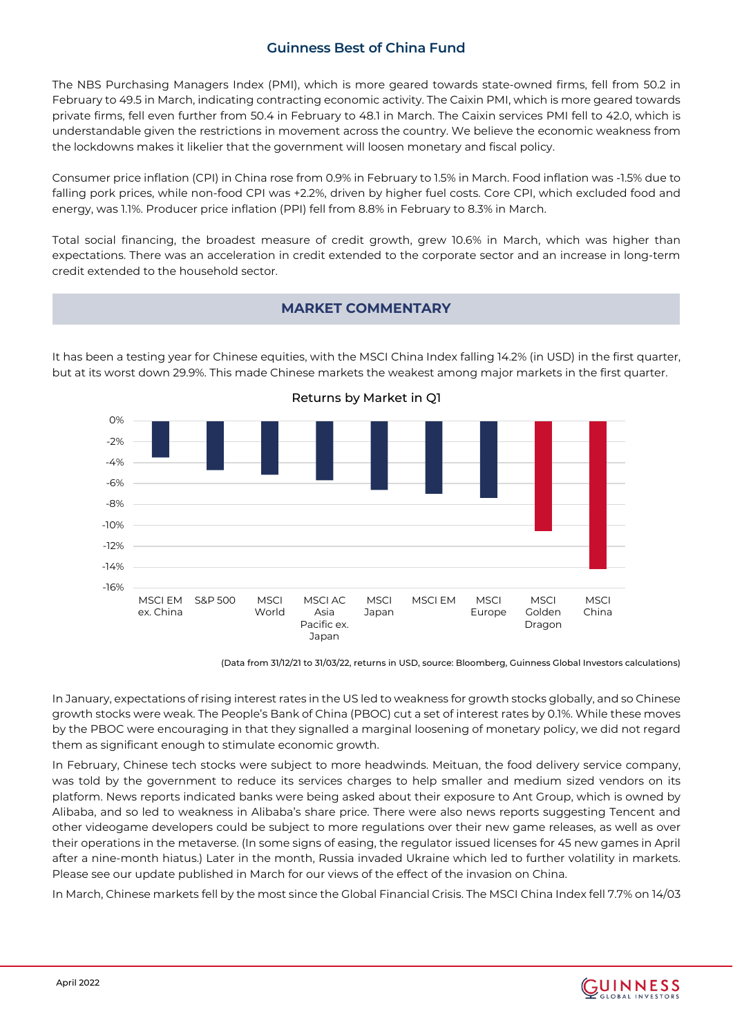The NBS Purchasing Managers Index (PMI), which is more geared towards state-owned firms, fell from 50.2 in February to 49.5 in March, indicating contracting economic activity. The Caixin PMI, which is more geared towards private firms, fell even further from 50.4 in February to 48.1 in March. The Caixin services PMI fell to 42.0, which is understandable given the restrictions in movement across the country. We believe the economic weakness from the lockdowns makes it likelier that the government will loosen monetary and fiscal policy.

Consumer price inflation (CPI) in China rose from 0.9% in February to 1.5% in March. Food inflation was -1.5% due to falling pork prices, while non-food CPI was +2.2%, driven by higher fuel costs. Core CPI, which excluded food and energy, was 1.1%. Producer price inflation (PPI) fell from 8.8% in February to 8.3% in March.

Total social financing, the broadest measure of credit growth, grew 10.6% in March, which was higher than expectations. There was an acceleration in credit extended to the corporate sector and an increase in long-term credit extended to the household sector.

## MARKET COMMENTARY

It has been a testing year for Chinese equities, with the MSCI China Index falling 14.2% (in USD) in the first quarter, but at its worst down 29.9%. This made Chinese markets the weakest among major markets in the first quarter.

**Returns by Market in Q1**

(Data from 31/12/21 to 31/03/22, returns in USD, source: Bloomberg, Guinness Global Investors calculations)

In January, expectations of rising interest rates in the US led to weakness for growth stocks globally, and so Chinese growth stocks were weak. The People's Bank of China (PBOC) cut a set of interest rates by 0.1%. While these moves by the PBOC were encouraging in that they signalled a marginal loosening of monetary policy, we did not regard them as significant enough to stimulate economic growth.

In February, Chinese tech stocks were subject to more headwinds. Meituan, the food delivery service company, was told by the government to reduce its services charges to help smaller and medium sized vendors on its platform. News reports indicated banks were being asked about their exposure to Ant Group, which is owned by Alibaba, and so led to weakness in Alibaba's share price. There were also news reports suggesting Tencent and other videogame developers could be subject to more regulations over their new game releases, as well as over their operations in the metaverse. (In some signs of easing, the regulator issued licenses for 45 new games in April after a nine-month hiatus.) Later in the month, Russia invaded Ukraine which led to further volatility in markets. Please see our update published in March for our views of the effect of the invasion on China.

In March, Chinese markets fell by the most since the Global Financial Crisis. The MSCI China Index fell 7.7% on 14/03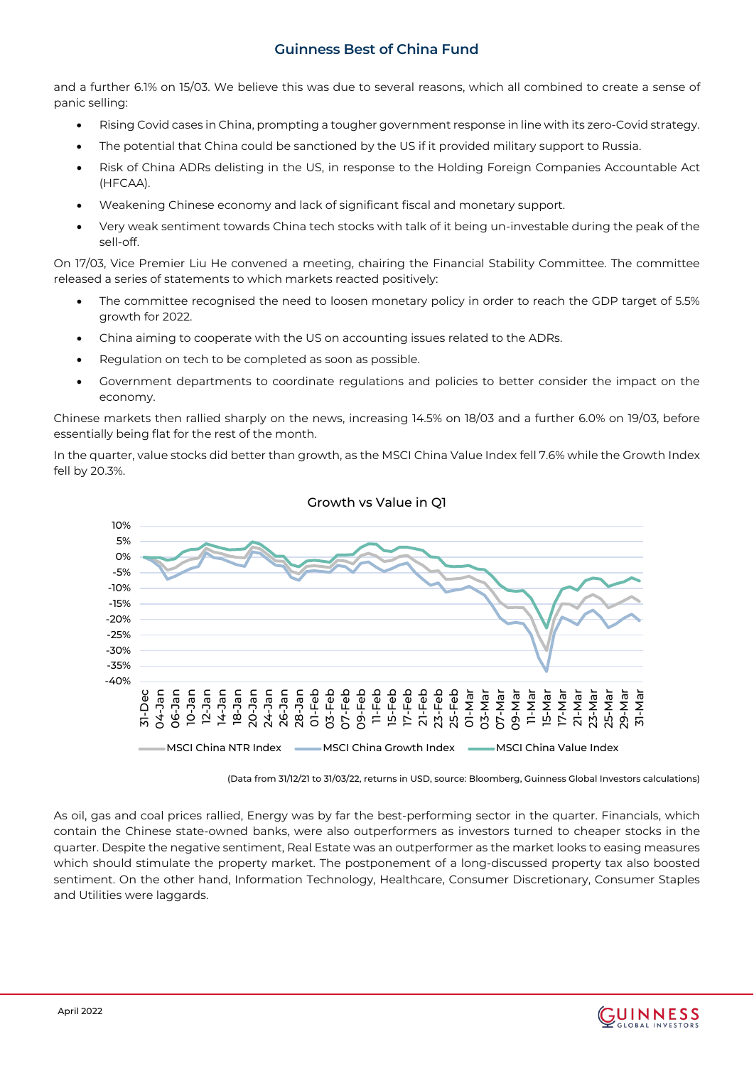and a further 6.1% on 15/03. We believe this was due to several reasons, which all combined to create a sense of panic selling:

- Rising Covid cases in China, prompting a tougher government response in line with its zero-Covid strategy.
- The potential that China could be sanctioned by the US if it provided military support to Russia.
- Risk of China ADRs delisting in the US, in response to the Holding Foreign Companies Accountable Act (HFCAA).
- Weakening Chinese economy and lack of significant fiscal and monetary support.
- Very weak sentiment towards China tech stocks with talk of it being un-investable during the peak of the sell-off.

On 17/03, Vice Premier Liu He convened a meeting, chairing the Financial Stability Committee. The committee released a series of statements to which markets reacted positively:

- The committee recognised the need to loosen monetary policy in order to reach the GDP target of 5.5% growth for 2022.
- China aiming to cooperate with the US on accounting issues related to the ADRs.
- Regulation on tech to be completed as soon as possible.
- Government departments to coordinate regulations and policies to better consider the impact on the economy.

Chinese markets then rallied sharply on the news, increasing 14.5% on 18/03 and a further 6.0% on 19/03, before essentially being flat for the rest of the month.

In the quarter, value stocks did better than growth, as the MSCI China Value Index fell 7.6% while the Growth Index fell by 20.3%.

Growth vs Value in Q1

MSCI China NTR Index — MSCI China Growth Index — MSCI China Value Index

(Data from 31/12/21 to 31/03/22, returns in USD, source: Bloomberg, Guinness Global Investors calculations)

As oil, gas and coal prices rallied, Energy was by far the best-performing sector in the quarter. Financials, which contain the Chinese state-owned banks, were also outperformers as investors turned to cheaper stocks in the quarter. Despite the negative sentiment, Real Estate was an outperformer as the market looks to easing measures which should stimulate the property market. The postponement of a long-discussed property tax also boosted sentiment. On the other hand, Information Technology, Healthcare, Consumer Discretionary, Consumer Staples and Utilities were laggards.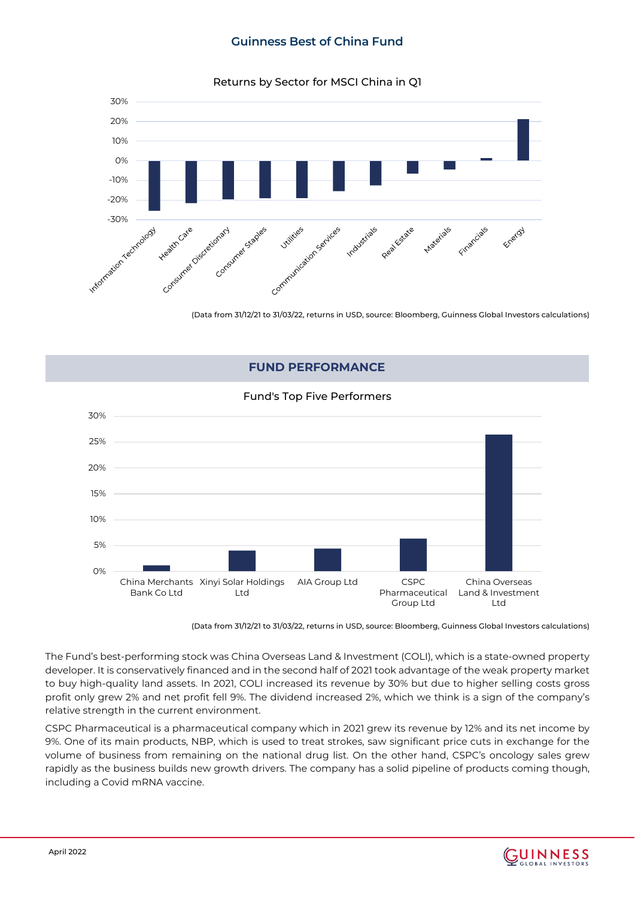## Guinness Best of China Fund

**Returns by Sector for MSCI China in Q1**

(Data from 31/12/21 to 31/03/22, returns in USD, source: Bloomberg, Guinness Global Investors calculations)

## FUND PERFORMANCE

**Fund's Top Five Performers**

(Data from 31/12/21 to 31/03/22, returns in USD, source: Bloomberg, Guinness Global Investors calculations)

The Fund's best-performing stock was China Overseas Land & Investment (COLI), which is a state-owned property developer. It is conservatively financed and in the second half of 2021 took advantage of the weak property market to buy high-quality land assets. In 2021, COLI increased its revenue by 30% but due to higher selling costs gross profit only grew 2% and net profit fell 9%. The dividend increased 2%, which we think is a sign of the company's relative strength in the current environment.

CSPC Pharmaceutical is a pharmaceutical company which in 2021 grew its revenue by 12% and its net income by 9%. One of its main products, NBP, which is used to treat strokes, saw significant price cuts in exchange for the volume of business from remaining on the national drug list. On the other hand, CSPC's oncology sales grew rapidly as the business builds new growth drivers. The company has a solid pipeline of products coming though, including a Covid mRNA vaccine.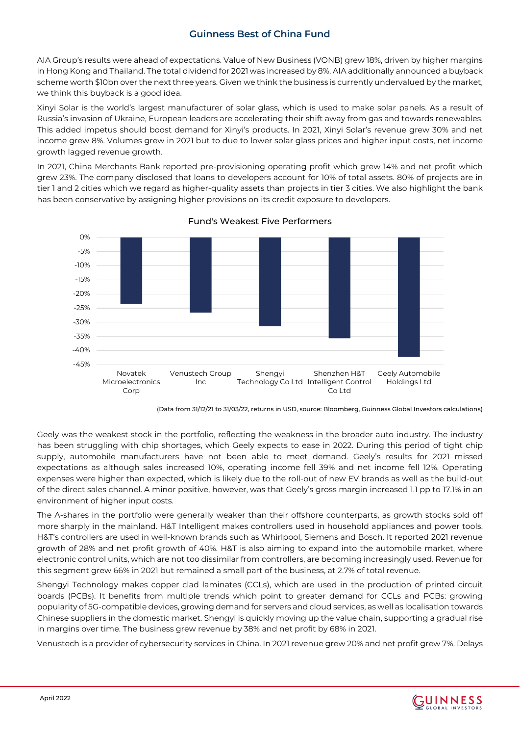AIA Group's results were ahead of expectations. Value of New Business (VONB) grew 18%, driven by higher margins in Hong Kong and Thailand. The total dividend for 2021 was increased by 8%. AIA additionally announced a buyback scheme worth $10bn over the next three years. Given we think the business is currently undervalued by the market, we think this buyback is a good idea.

Xinyi Solar is the world's largest manufacturer of solar glass, which is used to make solar panels. As a result of Russia's invasion of Ukraine, European leaders are accelerating their shift away from gas and towards renewables. This added impetus should boost demand for Xinyi's products. In 2021, Xinyi Solar's revenue grew 30% and net income grew 8%. Volumes grew in 2021 but to due to lower solar glass prices and higher input costs, net income growth lagged revenue growth.

In 2021, China Merchants Bank reported pre-provisioning operating profit which grew 14% and net profit which grew 23%. The company disclosed that loans to developers account for 10% of total assets. 80% of projects are in tier 1 and 2 cities which we regard as higher-quality assets than projects in tier 3 cities. We also highlight the bank has been conservative by assigning higher provisions on its credit exposure to developers.

**Fund's Weakest Five Performers**

| Company | Return (approx.) |
|---|---|
| Novatek Microelectronics Corp | -24% |
| Venustech Group Inc | -27% |
| Shengyi Technology Co Ltd | -32% |
| Shenzhen H&T Intelligent Control Co Ltd | -36% |
| Geely Automobile Holdings Ltd | -42% |

(Data from 31/12/21 to 31/03/22, returns in USD, source: Bloomberg, Guinness Global Investors calculations)

Geely was the weakest stock in the portfolio, reflecting the weakness in the broader auto industry. The industry has been struggling with chip shortages, which Geely expects to ease in 2022. During this period of tight chip supply, automobile manufacturers have not been able to meet demand. Geely's results for 2021 missed expectations as although sales increased 10%, operating income fell 39% and net income fell 12%. Operating expenses were higher than expected, which is likely due to the roll-out of new EV brands as well as the build-out of the direct sales channel. A minor positive, however, was that Geely's gross margin increased 1.1 pp to 17.1% in an environment of higher input costs.

The A-shares in the portfolio were generally weaker than their offshore counterparts, as growth stocks sold off more sharply in the mainland. H&T Intelligent makes controllers used in household appliances and power tools. H&T's controllers are used in well-known brands such as Whirlpool, Siemens and Bosch. It reported 2021 revenue growth of 28% and net profit growth of 40%. H&T is also aiming to expand into the automobile market, where electronic control units, which are not too dissimilar from controllers, are becoming increasingly used. Revenue for this segment grew 66% in 2021 but remained a small part of the business, at 2.7% of total revenue.

Shengyi Technology makes copper clad laminates (CCLs), which are used in the production of printed circuit boards (PCBs). It benefits from multiple trends which point to greater demand for CCLs and PCBs: growing popularity of 5G-compatible devices, growing demand for servers and cloud services, as well as localisation towards Chinese suppliers in the domestic market. Shengyi is quickly moving up the value chain, supporting a gradual rise in margins over time. The business grew revenue by 38% and net profit by 68% in 2021.

Venustech is a provider of cybersecurity services in China. In 2021 revenue grew 20% and net profit grew 7%. Delays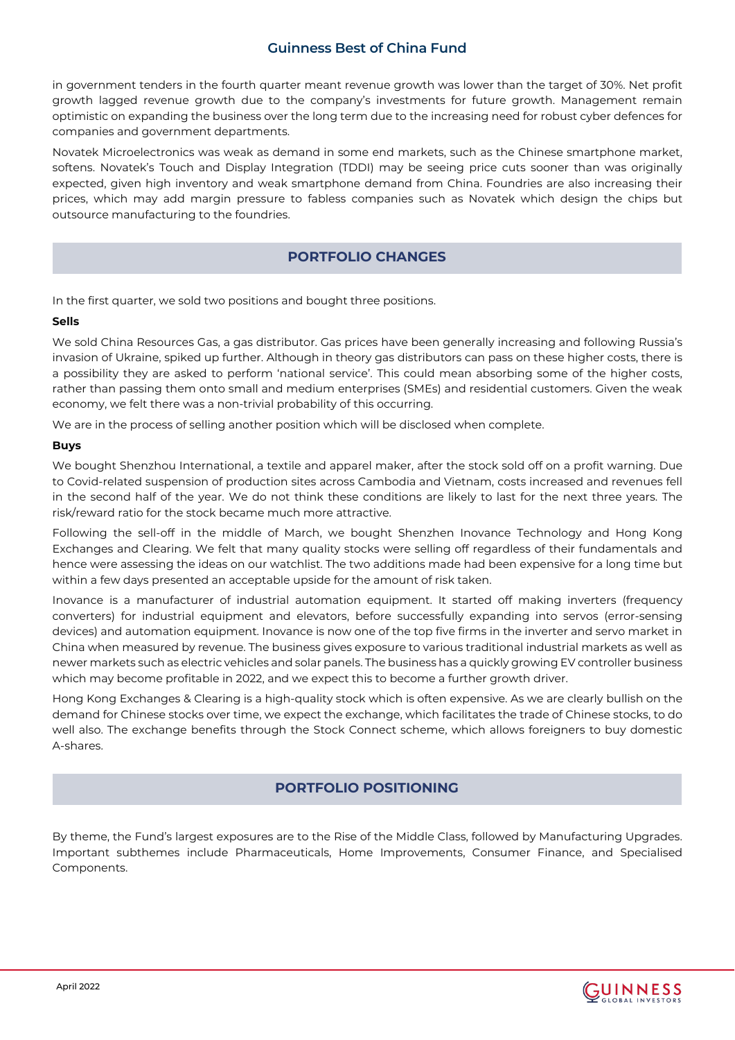in government tenders in the fourth quarter meant revenue growth was lower than the target of 30%. Net profit growth lagged revenue growth due to the company's investments for future growth. Management remain optimistic on expanding the business over the long term due to the increasing need for robust cyber defences for companies and government departments.

Novatek Microelectronics was weak as demand in some end markets, such as the Chinese smartphone market, softens. Novatek's Touch and Display Integration (TDDI) may be seeing price cuts sooner than was originally expected, given high inventory and weak smartphone demand from China. Foundries are also increasing their prices, which may add margin pressure to fabless companies such as Novatek which design the chips but outsource manufacturing to the foundries.

## PORTFOLIO CHANGES

In the first quarter, we sold two positions and bought three positions.

**Sells**

We sold China Resources Gas, a gas distributor. Gas prices have been generally increasing and following Russia's invasion of Ukraine, spiked up further. Although in theory gas distributors can pass on these higher costs, there is a possibility they are asked to perform 'national service'. This could mean absorbing some of the higher costs, rather than passing them onto small and medium enterprises (SMEs) and residential customers. Given the weak economy, we felt there was a non-trivial probability of this occurring.

We are in the process of selling another position which will be disclosed when complete.

**Buys**

We bought Shenzhou International, a textile and apparel maker, after the stock sold off on a profit warning. Due to Covid-related suspension of production sites across Cambodia and Vietnam, costs increased and revenues fell in the second half of the year. We do not think these conditions are likely to last for the next three years. The risk/reward ratio for the stock became much more attractive.

Following the sell-off in the middle of March, we bought Shenzhen Inovance Technology and Hong Kong Exchanges and Clearing. We felt that many quality stocks were selling off regardless of their fundamentals and hence were assessing the ideas on our watchlist. The two additions made had been expensive for a long time but within a few days presented an acceptable upside for the amount of risk taken.

Inovance is a manufacturer of industrial automation equipment. It started off making inverters (frequency converters) for industrial equipment and elevators, before successfully expanding into servos (error-sensing devices) and automation equipment. Inovance is now one of the top five firms in the inverter and servo market in China when measured by revenue. The business gives exposure to various traditional industrial markets as well as newer markets such as electric vehicles and solar panels. The business has a quickly growing EV controller business which may become profitable in 2022, and we expect this to become a further growth driver.

Hong Kong Exchanges & Clearing is a high-quality stock which is often expensive. As we are clearly bullish on the demand for Chinese stocks over time, we expect the exchange, which facilitates the trade of Chinese stocks, to do well also. The exchange benefits through the Stock Connect scheme, which allows foreigners to buy domestic A-shares.

## PORTFOLIO POSITIONING

By theme, the Fund's largest exposures are to the Rise of the Middle Class, followed by Manufacturing Upgrades. Important subthemes include Pharmaceuticals, Home Improvements, Consumer Finance, and Specialised Components.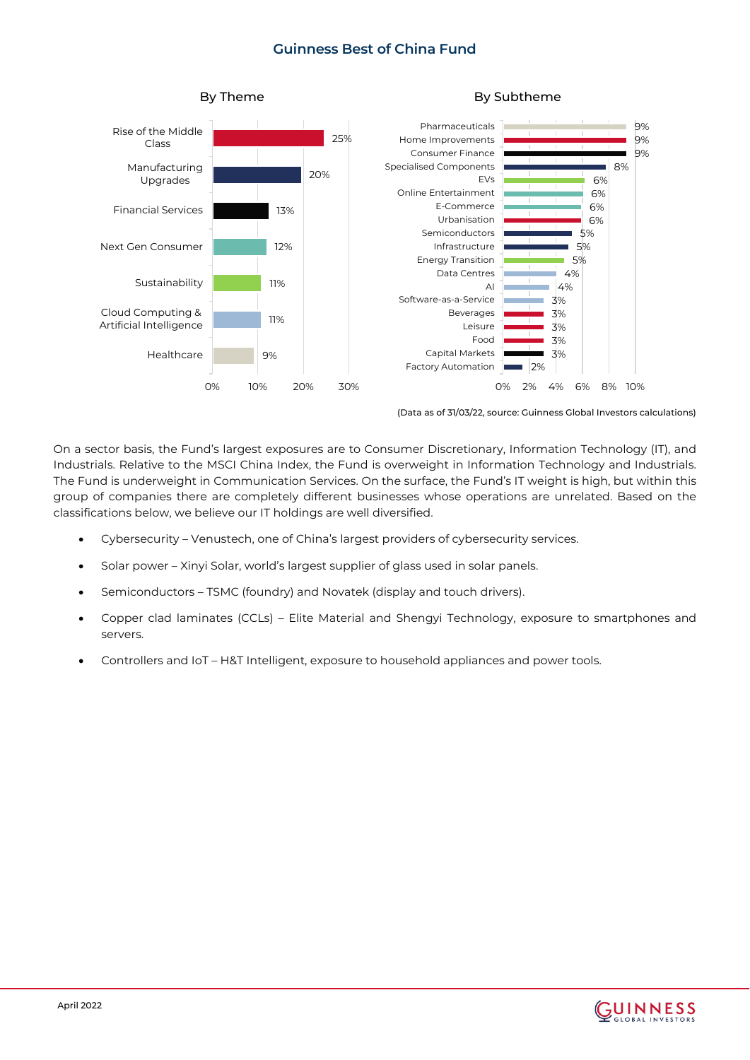## Guinness Best of China Fund

**By Theme**

| Theme | Weight |
|---|---|
| Rise of the Middle Class | 25% |
| Manufacturing Upgrades | 20% |
| Financial Services | 13% |
| Next Gen Consumer | 12% |
| Sustainability | 11% |
| Cloud Computing & Artificial Intelligence | 11% |
| Healthcare | 9% |

**By Subtheme**

| Subtheme | Weight |
|---|---|
| Pharmaceuticals | 9% |
| Home Improvements | 9% |
| Consumer Finance | 9% |
| Specialised Components | 8% |
| EVs | 6% |
| Online Entertainment | 6% |
| E-Commerce | 6% |
| Urbanisation | 6% |
| Semiconductors | 5% |
| Infrastructure | 5% |
| Energy Transition | 5% |
| Data Centres | 4% |
| AI | 4% |
| Software-as-a-Service | 3% |
| Beverages | 3% |
| Leisure | 3% |
| Food | 3% |
| Capital Markets | 3% |
| Factory Automation | 2% |

(Data as of 31/03/22, source: Guinness Global Investors calculations)

On a sector basis, the Fund's largest exposures are to Consumer Discretionary, Information Technology (IT), and Industrials. Relative to the MSCI China Index, the Fund is overweight in Information Technology and Industrials. The Fund is underweight in Communication Services. On the surface, the Fund's IT weight is high, but within this group of companies there are completely different businesses whose operations are unrelated. Based on the classifications below, we believe our IT holdings are well diversified.

- Cybersecurity – Venustech, one of China's largest providers of cybersecurity services.
- Solar power – Xinyi Solar, world's largest supplier of glass used in solar panels.
- Semiconductors – TSMC (foundry) and Novatek (display and touch drivers).
- Copper clad laminates (CCLs) – Elite Material and Shengyi Technology, exposure to smartphones and servers.
- Controllers and IoT – H&T Intelligent, exposure to household appliances and power tools.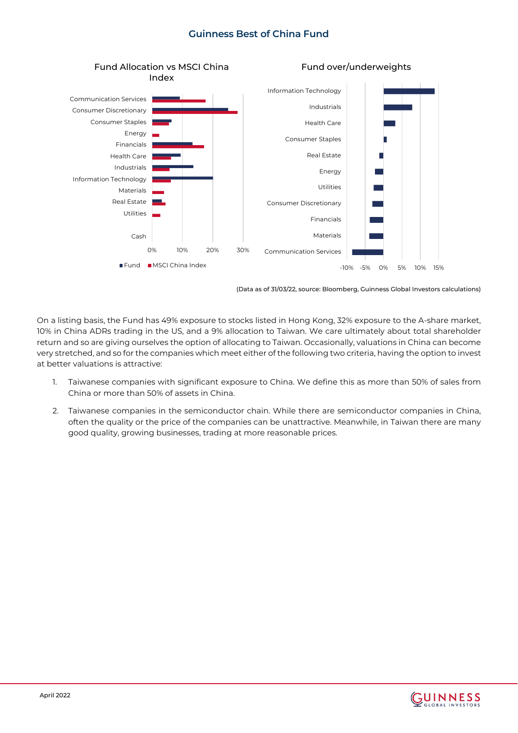## Guinness Best of China Fund

**Fund Allocation vs MSCI China Index**

**Fund over/underweights**

(Data as of 31/03/22, source: Bloomberg, Guinness Global Investors calculations)

On a listing basis, the Fund has 49% exposure to stocks listed in Hong Kong, 32% exposure to the A-share market, 10% in China ADRs trading in the US, and a 9% allocation to Taiwan. We care ultimately about total shareholder return and so are giving ourselves the option of allocating to Taiwan. Occasionally, valuations in China can become very stretched, and so for the companies which meet either of the following two criteria, having the option to invest at better valuations is attractive:

1. Taiwanese companies with significant exposure to China. We define this as more than 50% of sales from China or more than 50% of assets in China.
2. Taiwanese companies in the semiconductor chain. While there are semiconductor companies in China, often the quality or the price of the companies can be unattractive. Meanwhile, in Taiwan there are many good quality, growing businesses, trading at more reasonable prices.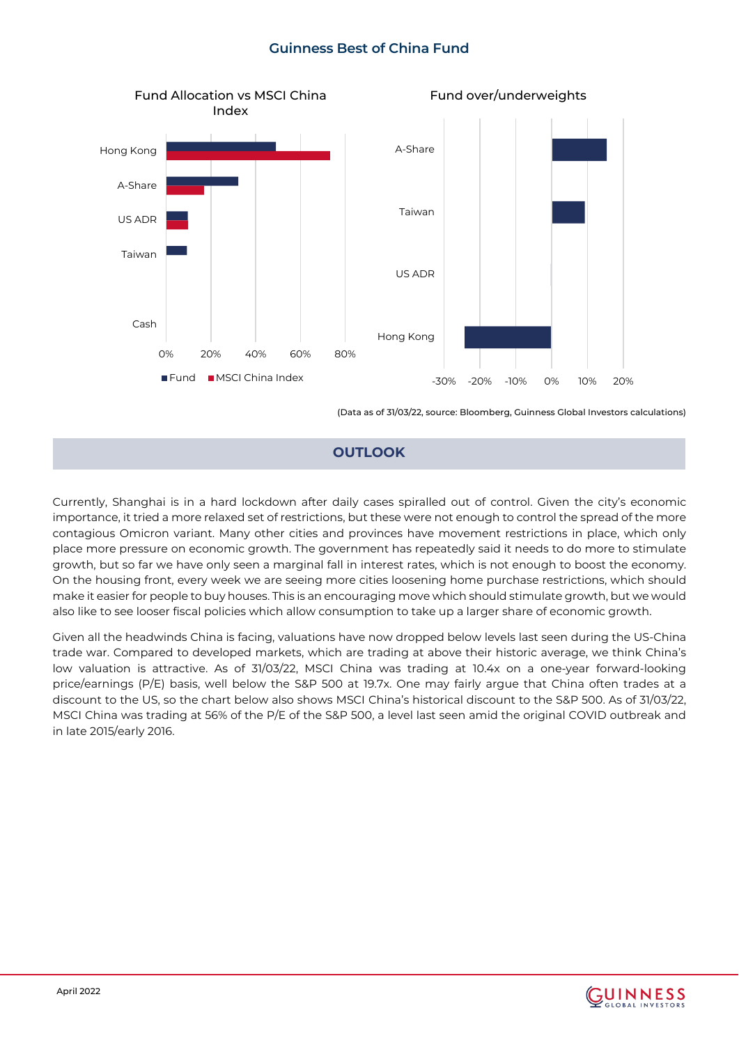## Guinness Best of China Fund

Fund Allocation vs MSCI China Index

Fund over/underweights

(Data as of 31/03/22, source: Bloomberg, Guinness Global Investors calculations)

## OUTLOOK

Currently, Shanghai is in a hard lockdown after daily cases spiralled out of control. Given the city's economic importance, it tried a more relaxed set of restrictions, but these were not enough to control the spread of the more contagious Omicron variant. Many other cities and provinces have movement restrictions in place, which only place more pressure on economic growth. The government has repeatedly said it needs to do more to stimulate growth, but so far we have only seen a marginal fall in interest rates, which is not enough to boost the economy. On the housing front, every week we are seeing more cities loosening home purchase restrictions, which should make it easier for people to buy houses. This is an encouraging move which should stimulate growth, but we would also like to see looser fiscal policies which allow consumption to take up a larger share of economic growth.

Given all the headwinds China is facing, valuations have now dropped below levels last seen during the US-China trade war. Compared to developed markets, which are trading at above their historic average, we think China's low valuation is attractive. As of 31/03/22, MSCI China was trading at 10.4x on a one-year forward-looking price/earnings (P/E) basis, well below the S&P 500 at 19.7x. One may fairly argue that China often trades at a discount to the US, so the chart below also shows MSCI China's historical discount to the S&P 500. As of 31/03/22, MSCI China was trading at 56% of the P/E of the S&P 500, a level last seen amid the original COVID outbreak and in late 2015/early 2016.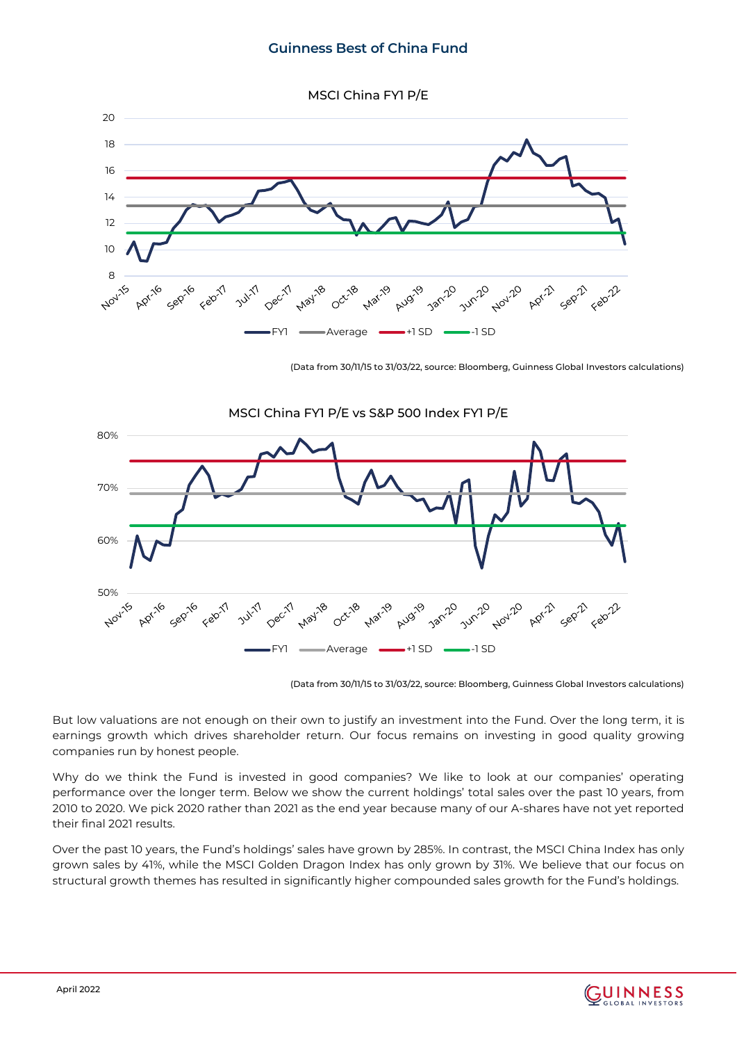## MSCI China FY1 P/E

(Data from 30/11/15 to 31/03/22, source: Bloomberg, Guinness Global Investors calculations)

## MSCI China FY1 P/E vs S&P 500 Index FY1 P/E

(Data from 30/11/15 to 31/03/22, source: Bloomberg, Guinness Global Investors calculations)

But low valuations are not enough on their own to justify an investment into the Fund. Over the long term, it is earnings growth which drives shareholder return. Our focus remains on investing in good quality growing companies run by honest people.

Why do we think the Fund is invested in good companies? We like to look at our companies' operating performance over the longer term. Below we show the current holdings' total sales over the past 10 years, from 2010 to 2020. We pick 2020 rather than 2021 as the end year because many of our A-shares have not yet reported their final 2021 results.

Over the past 10 years, the Fund's holdings' sales have grown by 285%. In contrast, the MSCI China Index has only grown sales by 41%, while the MSCI Golden Dragon Index has only grown by 31%. We believe that our focus on structural growth themes has resulted in significantly higher compounded sales growth for the Fund's holdings.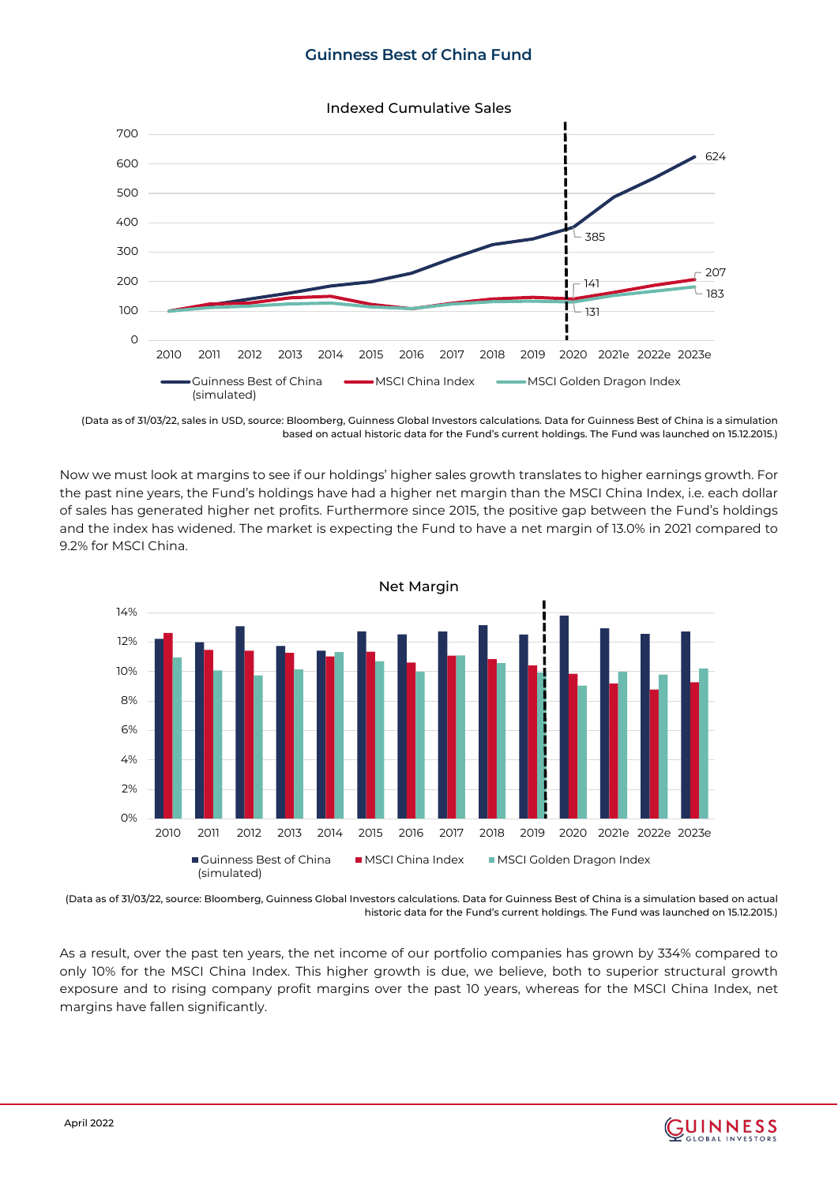## Guinness Best of China Fund

Indexed Cumulative Sales

(Data as of 31/03/22, sales in USD, source: Bloomberg, Guinness Global Investors calculations. Data for Guinness Best of China is a simulation based on actual historic data for the Fund's current holdings. The Fund was launched on 15.12.2015.)

Now we must look at margins to see if our holdings' higher sales growth translates to higher earnings growth. For the past nine years, the Fund's holdings have had a higher net margin than the MSCI China Index, i.e. each dollar of sales has generated higher net profits. Furthermore since 2015, the positive gap between the Fund's holdings and the index has widened. The market is expecting the Fund to have a net margin of 13.0% in 2021 compared to 9.2% for MSCI China.

Net Margin

(Data as of 31/03/22, source: Bloomberg, Guinness Global Investors calculations. Data for Guinness Best of China is a simulation based on actual historic data for the Fund's current holdings. The Fund was launched on 15.12.2015.)

As a result, over the past ten years, the net income of our portfolio companies has grown by 334% compared to only 10% for the MSCI China Index. This higher growth is due, we believe, both to superior structural growth exposure and to rising company profit margins over the past 10 years, whereas for the MSCI China Index, net margins have fallen significantly.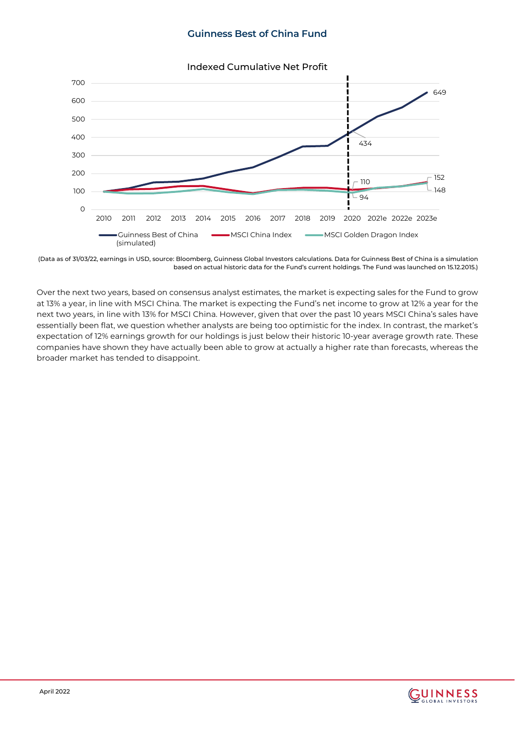Indexed Cumulative Net Profit

(Data as of 31/03/22, earnings in USD, source: Bloomberg, Guinness Global Investors calculations. Data for Guinness Best of China is a simulation based on actual historic data for the Fund's current holdings. The Fund was launched on 15.12.2015.)

Over the next two years, based on consensus analyst estimates, the market is expecting sales for the Fund to grow at 13% a year, in line with MSCI China. The market is expecting the Fund's net income to grow at 12% a year for the next two years, in line with 13% for MSCI China. However, given that over the past 10 years MSCI China's sales have essentially been flat, we question whether analysts are being too optimistic for the index. In contrast, the market's expectation of 12% earnings growth for our holdings is just below their historic 10-year average growth rate. These companies have shown they have actually been able to grow at actually a higher rate than forecasts, whereas the broader market has tended to disappoint.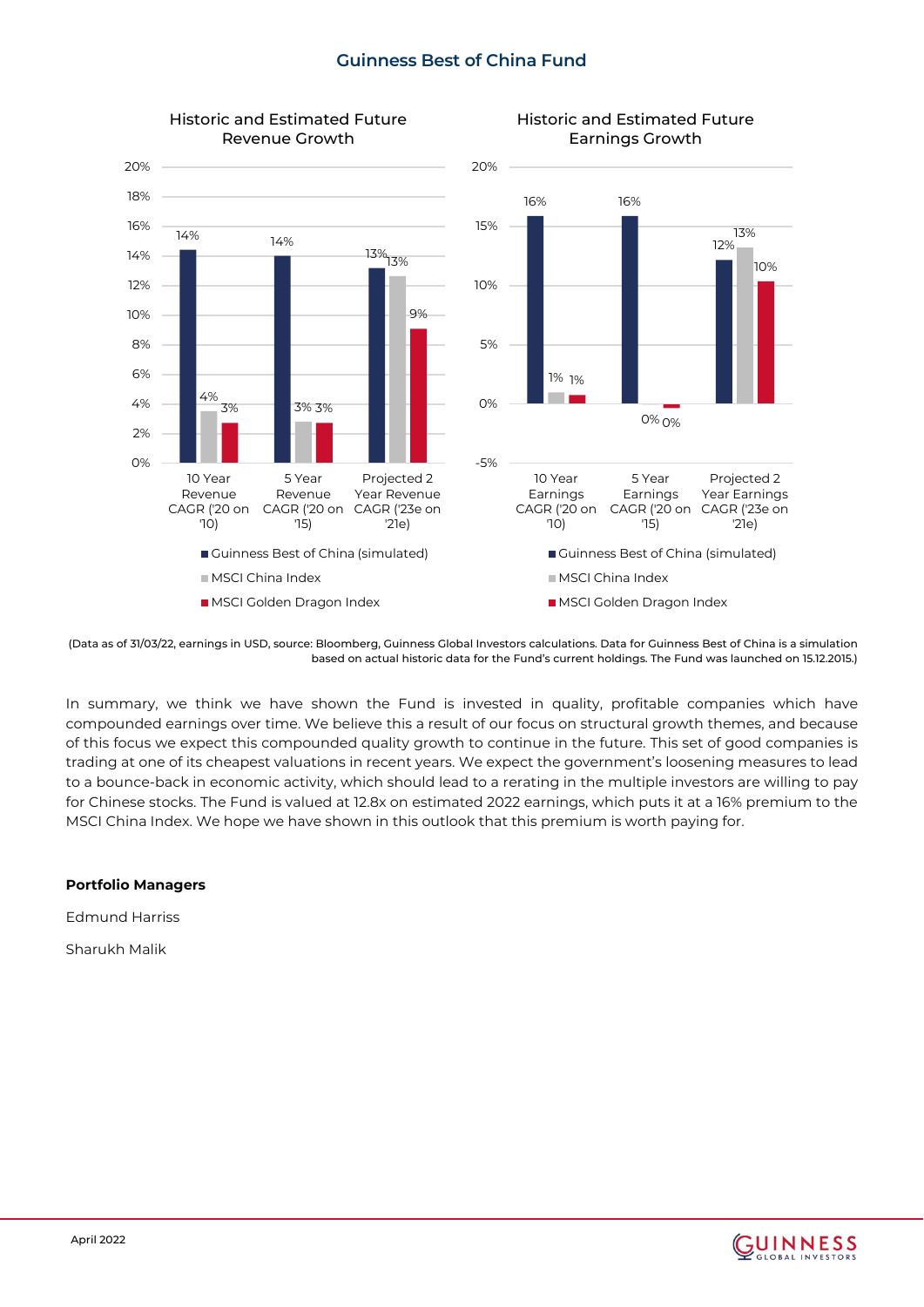## Guinness Best of China Fund

**Historic and Estimated Future Revenue Growth**

| | Guinness Best of China (simulated) | MSCI China Index | MSCI Golden Dragon Index |
|---|---|---|---|
| 10 Year Revenue CAGR ('20 on '10) | 14% | 4% | 3% |
| 5 Year Revenue CAGR ('20 on '15) | 14% | 3% | 3% |
| Projected 2 Year Revenue CAGR ('23e on '21e) | 13% | 13% | 9% |

**Historic and Estimated Future Earnings Growth**

| | Guinness Best of China (simulated) | MSCI China Index | MSCI Golden Dragon Index |
|---|---|---|---|
| 10 Year Earnings CAGR ('20 on '10) | 16% | 1% | 1% |
| 5 Year Earnings CAGR ('20 on '15) | 16% | 0% | 0% |
| Projected 2 Year Earnings CAGR ('23e on '21e) | 12% | 13% | 10% |

(Data as of 31/03/22, earnings in USD, source: Bloomberg, Guinness Global Investors calculations. Data for Guinness Best of China is a simulation based on actual historic data for the Fund's current holdings. The Fund was launched on 15.12.2015.)

In summary, we think we have shown the Fund is invested in quality, profitable companies which have compounded earnings over time. We believe this a result of our focus on structural growth themes, and because of this focus we expect this compounded quality growth to continue in the future. This set of good companies is trading at one of its cheapest valuations in recent years. We expect the government's loosening measures to lead to a bounce-back in economic activity, which should lead to a rerating in the multiple investors are willing to pay for Chinese stocks. The Fund is valued at 12.8x on estimated 2022 earnings, which puts it at a 16% premium to the MSCI China Index. We hope we have shown in this outlook that this premium is worth paying for.

**Portfolio Managers**

Edmund Harriss

Sharukh Malik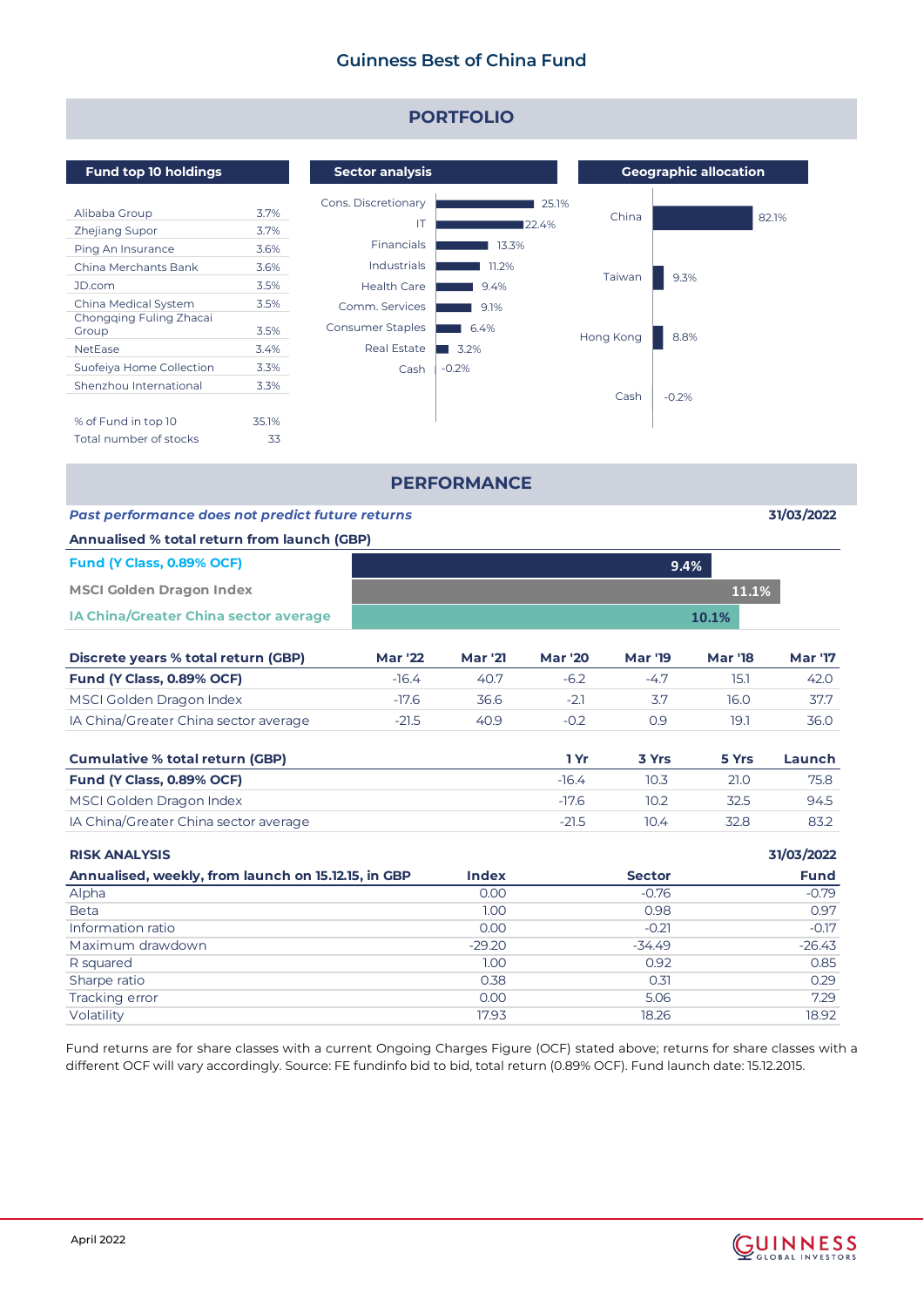# Guinness Best of China Fund

## PORTFOLIO

### Fund top 10 holdings

| Holding | % |
|---|---|
| Alibaba Group | 3.7% |
| Zhejiang Supor | 3.7% |
| Ping An Insurance | 3.6% |
| China Merchants Bank | 3.6% |
| JD.com | 3.5% |
| China Medical System | 3.5% |
| Chongqing Fuling Zhacai Group | 3.5% |
| NetEase | 3.4% |
| Suofeiya Home Collection | 3.3% |
| Shenzhou International | 3.3% |
| % of Fund in top 10 | 35.1% |
| Total number of stocks | 33 |

### Sector analysis

| Sector | % |
|---|---|
| Cons. Discretionary | 25.1% |
| IT | 22.4% |
| Financials | 13.3% |
| Industrials | 11.2% |
| Health Care | 9.4% |
| Comm. Services | 9.1% |
| Consumer Staples | 6.4% |
| Real Estate | 3.2% |
| Cash | -0.2% |

### Geographic allocation

| Region | % |
|---|---|
| China | 82.1% |
| Taiwan | 9.3% |
| Hong Kong | 8.8% |
| Cash | -0.2% |

## PERFORMANCE

*Past performance does not predict future returns* — 31/03/2022

**Annualised % total return from launch (GBP)**

| | |
|---|---|
| Fund (Y Class, 0.89% OCF) | 9.4% |
| MSCI Golden Dragon Index | 11.1% |
| IA China/Greater China sector average | 10.1% |

| Discrete years % total return (GBP) | Mar '22 | Mar '21 | Mar '20 | Mar '19 | Mar '18 | Mar '17 |
|---|---|---|---|---|---|---|
| **Fund (Y Class, 0.89% OCF)** | -16.4 | 40.7 | -6.2 | -4.7 | 15.1 | 42.0 |
| MSCI Golden Dragon Index | -17.6 | 36.6 | -2.1 | 3.7 | 16.0 | 37.7 |
| IA China/Greater China sector average | -21.5 | 40.9 | -0.2 | 0.9 | 19.1 | 36.0 |

| Cumulative % total return (GBP) | 1 Yr | 3 Yrs | 5 Yrs | Launch |
|---|---|---|---|---|
| **Fund (Y Class, 0.89% OCF)** | -16.4 | 10.3 | 21.0 | 75.8 |
| MSCI Golden Dragon Index | -17.6 | 10.2 | 32.5 | 94.5 |
| IA China/Greater China sector average | -21.5 | 10.4 | 32.8 | 83.2 |

**RISK ANALYSIS** — 31/03/2022

| Annualised, weekly, from launch on 15.12.15, in GBP | Index | Sector | Fund |
|---|---|---|---|
| Alpha | 0.00 | -0.76 | -0.79 |
| Beta | 1.00 | 0.98 | 0.97 |
| Information ratio | 0.00 | -0.21 | -0.17 |
| Maximum drawdown | -29.20 | -34.49 | -26.43 |
| R squared | 1.00 | 0.92 | 0.85 |
| Sharpe ratio | 0.38 | 0.31 | 0.29 |
| Tracking error | 0.00 | 5.06 | 7.29 |
| Volatility | 17.93 | 18.26 | 18.92 |

Fund returns are for share classes with a current Ongoing Charges Figure (OCF) stated above; returns for share classes with a different OCF will vary accordingly. Source: FE fundinfo bid to bid, total return (0.89% OCF). Fund launch date: 15.12.2015.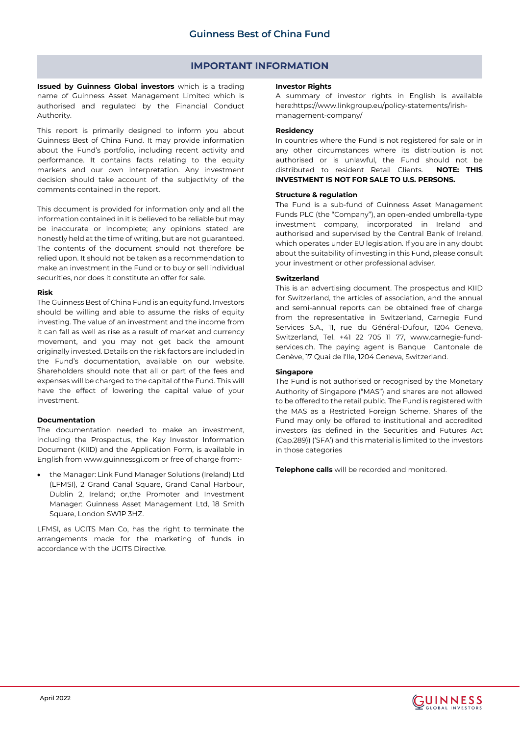## IMPORTANT INFORMATION

**Issued by Guinness Global investors** which is a trading name of Guinness Asset Management Limited which is authorised and regulated by the Financial Conduct Authority.

This report is primarily designed to inform you about Guinness Best of China Fund. It may provide information about the Fund's portfolio, including recent activity and performance. It contains facts relating to the equity markets and our own interpretation. Any investment decision should take account of the subjectivity of the comments contained in the report.

This document is provided for information only and all the information contained in it is believed to be reliable but may be inaccurate or incomplete; any opinions stated are honestly held at the time of writing, but are not guaranteed. The contents of the document should not therefore be relied upon. It should not be taken as a recommendation to make an investment in the Fund or to buy or sell individual securities, nor does it constitute an offer for sale.

**Risk**

The Guinness Best of China Fund is an equity fund. Investors should be willing and able to assume the risks of equity investing. The value of an investment and the income from it can fall as well as rise as a result of market and currency movement, and you may not get back the amount originally invested. Details on the risk factors are included in the Fund's documentation, available on our website. Shareholders should note that all or part of the fees and expenses will be charged to the capital of the Fund. This will have the effect of lowering the capital value of your investment.

**Documentation**

The documentation needed to make an investment, including the Prospectus, the Key Investor Information Document (KIID) and the Application Form, is available in English from www.guinnessgi.com or free of charge from:-

- the Manager: Link Fund Manager Solutions (Ireland) Ltd (LFMSI), 2 Grand Canal Square, Grand Canal Harbour, Dublin 2, Ireland; or,the Promoter and Investment Manager: Guinness Asset Management Ltd, 18 Smith Square, London SW1P 3HZ.

LFMSI, as UCITS Man Co, has the right to terminate the arrangements made for the marketing of funds in accordance with the UCITS Directive.

**Investor Rights**

A summary of investor rights in English is available here:https://www.linkgroup.eu/policy-statements/irish-management-company/

**Residency**

In countries where the Fund is not registered for sale or in any other circumstances where its distribution is not authorised or is unlawful, the Fund should not be distributed to resident Retail Clients. **NOTE: THIS INVESTMENT IS NOT FOR SALE TO U.S. PERSONS.**

**Structure & regulation**

The Fund is a sub-fund of Guinness Asset Management Funds PLC (the "Company"), an open-ended umbrella-type investment company, incorporated in Ireland and authorised and supervised by the Central Bank of Ireland, which operates under EU legislation. If you are in any doubt about the suitability of investing in this Fund, please consult your investment or other professional adviser.

**Switzerland**

This is an advertising document. The prospectus and KIID for Switzerland, the articles of association, and the annual and semi-annual reports can be obtained free of charge from the representative in Switzerland, Carnegie Fund Services S.A., 11, rue du Général-Dufour, 1204 Geneva, Switzerland, Tel. +41 22 705 11 77, www.carnegie-fund-services.ch. The paying agent is Banque Cantonale de Genève, 17 Quai de l'Ile, 1204 Geneva, Switzerland.

**Singapore**

The Fund is not authorised or recognised by the Monetary Authority of Singapore ("MAS") and shares are not allowed to be offered to the retail public. The Fund is registered with the MAS as a Restricted Foreign Scheme. Shares of the Fund may only be offered to institutional and accredited investors (as defined in the Securities and Futures Act (Cap.289)) ('SFA') and this material is limited to the investors in those categories

**Telephone calls** will be recorded and monitored.